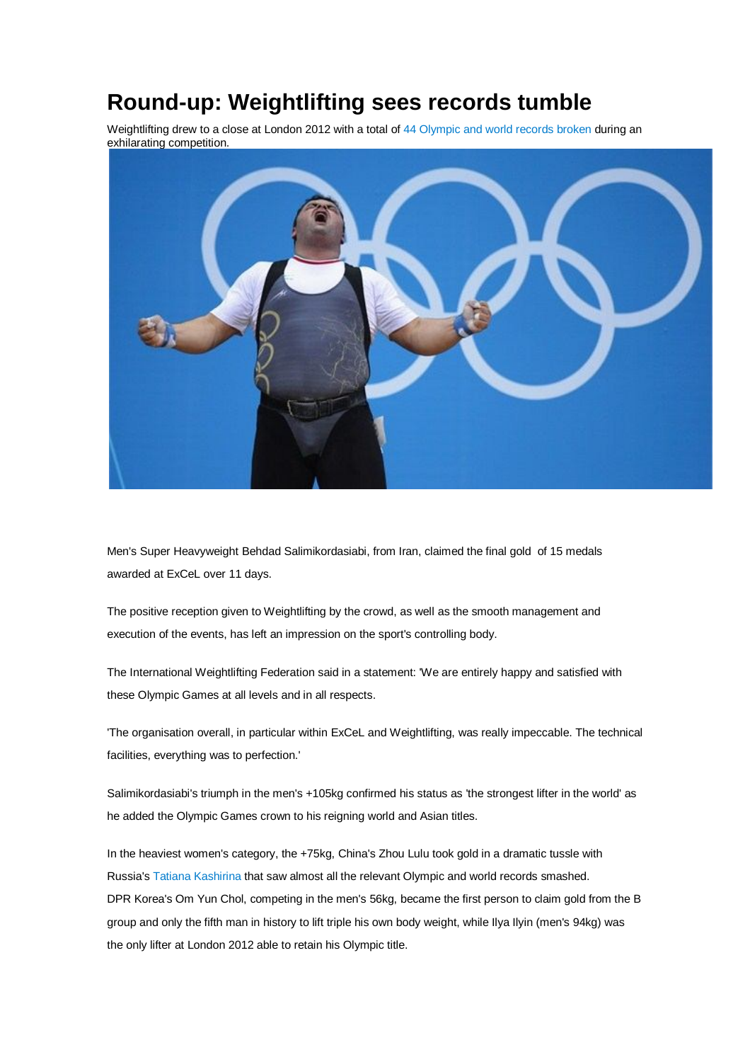# Round-up: Weightlifting sees records tumble

Weightlifting drew to a close at London 2012 with a total of 44 Olympic and world records broken during an exhilarating competition.

Men's Super Heavyweight Behdad Salimikordasiabi, from Iran, claimed the final gold of 15 medals awarded at ExCeL over 11 days.

The positive reception given to Weightlifting by the crowd, as well as the smooth management and execution of the events, has left an impression on the sport's controlling body.

The International Weightlifting Federation said in a statement: 'We are entirely happy and satisfied with these Olympic Games at all levels and in all respects.

'The organisation overall, in particular within ExCeL and Weightlifting, was really impeccable. The technical facilities, everything was to perfection.'

Salimikordasiabi's triumph in the men's +105kg confirmed his status as 'the strongest lifter in the world' as he added the Olympic Games crown to his reigning world and Asian titles.

In the heaviest women's category, the +75kg, China's Zhou Lulu took gold in a dramatic tussle with Russia's Tatiana Kashirina that saw almost all the relevant Olympic and world records smashed.
DPR Korea's Om Yun Chol, competing in the men's 56kg, became the first person to claim gold from the B group and only the fifth man in history to lift triple his own body weight, while Ilya Ilyin (men's 94kg) was the only lifter at London 2012 able to retain his Olympic title.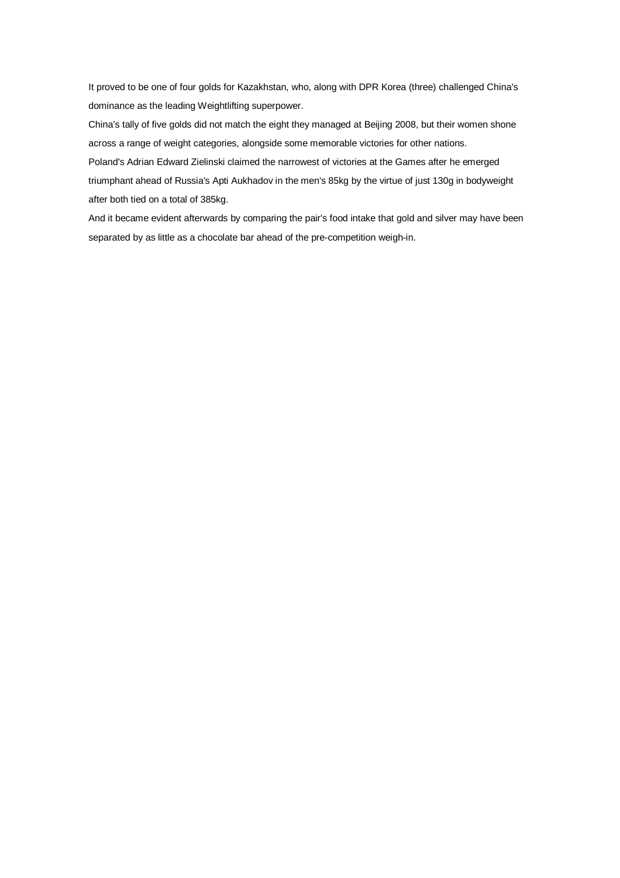It proved to be one of four golds for Kazakhstan, who, along with DPR Korea (three) challenged China's dominance as the leading Weightlifting superpower.

China's tally of five golds did not match the eight they managed at Beijing 2008, but their women shone across a range of weight categories, alongside some memorable victories for other nations.

Poland's Adrian Edward Zielinski claimed the narrowest of victories at the Games after he emerged triumphant ahead of Russia's Apti Aukhadov in the men's 85kg by the virtue of just 130g in bodyweight after both tied on a total of 385kg.

And it became evident afterwards by comparing the pair's food intake that gold and silver may have been separated by as little as a chocolate bar ahead of the pre-competition weigh-in.